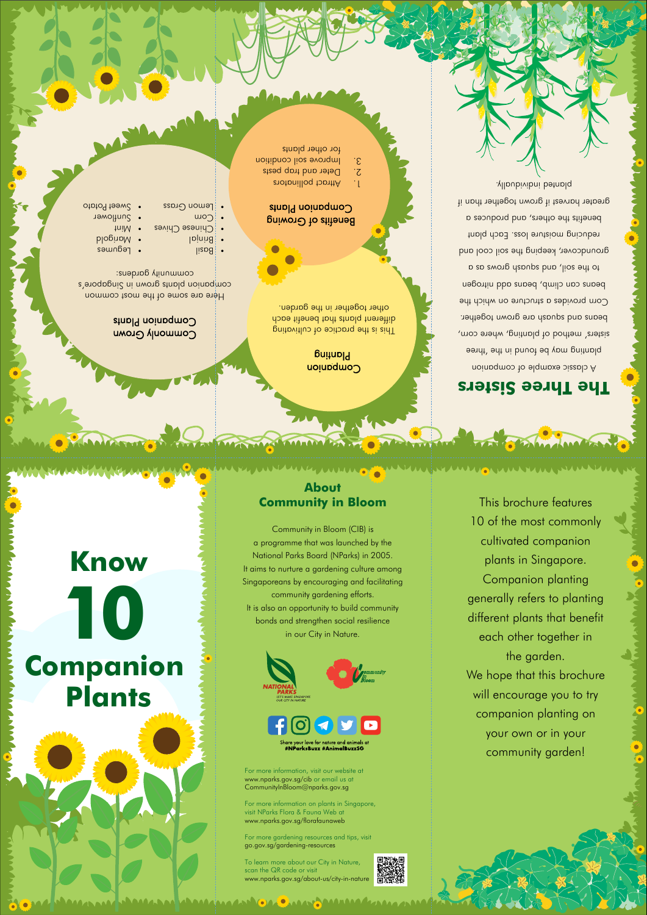# Know 10 Companion Plants

## About Community in Bloom

Community in Bloom (CIB) is a programme that was launched by the National Parks Board (NParks) in 2005. It aims to nurture a gardening culture among Singaporeans by encouraging and facilitating community gardening efforts. It is also an opportunity to build community bonds and strengthen social resilience in our City in Nature.

Share your love for nature and animals at #NParksBuzz #AnimalBuzzSG

For more information, visit our website at www.nparks.gov.sg/cib or email us at CommunityInBloom@nparks.gov.sg

For more information on plants in Singapore, visit NParks Flora & Fauna Web at www.nparks.gov.sg/florafaunaweb

For more gardening resources and tips, visit go.gov.sg/gardening-resources

To learn more about our City in Nature, scan the QR code or visit www.nparks.gov.sg/about-us/city-in-nature

This brochure features 10 of the most commonly cultivated companion plants in Singapore. Companion planting generally refers to planting different plants that benefit each other together in the garden.

We hope that this brochure will encourage you to try companion planting on your own or in your community garden!

## The Three Sisters

A classic example of companion planting may be found in the 'three sisters' method of planting, where corn, beans and squash are grown together. Corn provides a structure on which the beans can climb, beans add nitrogen to the soil, and squash grows as a groundcover, keeping the soil cool and reducing moisture loss. Each plant benefits the others, and produces a greater harvest if grown together than if planted individually.

## Companion Planting

This is the practice of cultivating different plants that benefit each other together in the garden.

## Benefits of Growing Companion Plants

1. Attract pollinators
2. Deter and trap pests
3. Improve soil condition for other plants

## Commonly Grown Companion Plants

Here are some of the most common companion plants grown in Singapore's community gardens:

- Basil
- Brinjal
- Chinese Chives
- Corn
- Lemon Grass
- Legumes
- Marigold
- Mint
- Sunflower
- Sweet Potato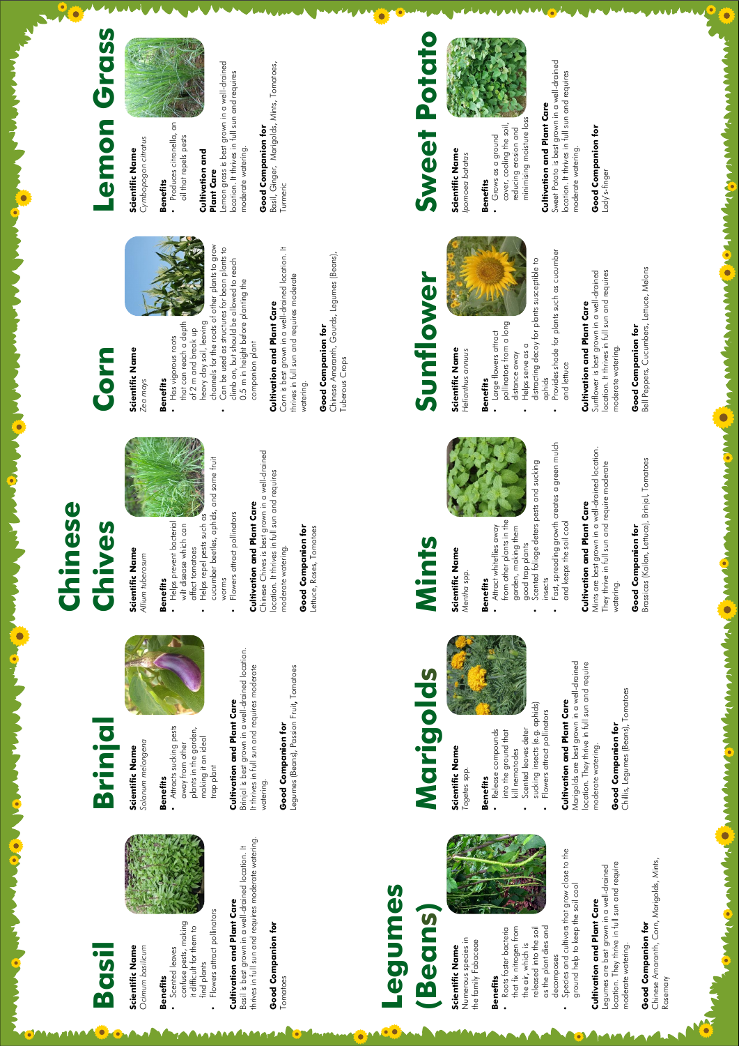## Basil

**Scientific Name**
*Ocimum basilicum*

**Benefits**
- Scented leaves confuse pests, making it difficult for them to find plants
- Flowers attract pollinators

**Cultivation and Plant Care**
Basil is best grown in a well-drained location. It thrives in full sun and requires moderate watering.

**Good Companion for**
Tomatoes

## Brinjal

**Scientific Name**
*Solanum melongena*

**Benefits**
- Attracts sucking pests away from other plants in the garden, making it an ideal trap plant

**Cultivation and Plant Care**
Brinjal is best grown in a well-drained location. It thrives in full sun and requires moderate watering.

**Good Companion for**
Legumes (Beans), Passion Fruit, Tomatoes

## Chinese Chives

**Scientific Name**
*Allium tuberosum*

**Benefits**
- Helps prevent bacterial wilt disease which can affect tomatoes
- Helps repel pests such as cucumber beetles, aphids, and some fruit worms
- Flowers attract pollinators

**Cultivation and Plant Care**
Chinese Chives is best grown in a well-drained location. It thrives in full sun and requires moderate watering.

**Good Companion for**
Lettuce, Roses, Tomatoes

## Corn

**Scientific Name**
*Zea mays*

**Benefits**
- Has vigorous roots that can reach a depth of 2 m and break up heavy clay soil, leaving channels for the roots of other plants to grow
- Can be used as structures for bean plants to climb on, but should be allowed to reach 0.5 m in height before planting the companion plant

**Cultivation and Plant Care**
Corn is best grown in a well-drained location. It thrives in full sun and requires moderate watering.

**Good Companion for**
Chinese Amaranth, Gourds, Legumes (Beans), Tuberous Crops

## Lemon Grass

**Scientific Name**
*Cymbopogon citratus*

**Benefits**
- Produces citronella, an oil that repels pests

**Cultivation and Plant Care**
Lemon grass is best grown in a well-drained location. It thrives in full sun and requires moderate watering.

**Good Companion for**
Basil, Ginger, Marigolds, Mints, Tomatoes, Tumeric

## Legumes (Beans)

**Scientific Name**
Numerous species in the family Fabaceae

**Benefits**
- Roots foster bacteria that fix nitrogen from the air, which is released into the soil as the plant dies and decomposes
- Species and cultivars that grow close to the ground help to keep the soil cool

**Cultivation and Plant Care**
Legumes are best grown in a well-drained location. They thrive in full sun and require moderate watering.

**Good Companion for**
Chinese Amaranth, Corn, Marigolds, Mints, Rosemary

## Marigolds

**Scientific Name**
*Tagetes* spp.

**Benefits**
- Release compounds into the ground that kill nematodes
- Scented leaves deter sucking insects (e.g. aphids)
- Flowers attract pollinators

**Cultivation and Plant Care**
Marigolds are best grown in a well-drained location. They thrive in full sun and require moderate watering.

**Good Companion for**
Chillis, Legumes (Beans), Tomatoes

## Mints

**Scientific Name**
*Mentha* spp.

**Benefits**
- Attract whiteflies away from other plants in the garden, making them good trap plants
- Scented foliage deters pests and sucking insects
- Fast, spreading growth creates a green mulch and keeps the soil cool

**Cultivation and Plant Care**
Mints are best grown in a well-drained location. They thrive in full sun and require moderate watering.

**Good Companion for**
Brassicas (Kailan, Lettuce), Brinjal, Tomatoes

## Sunflower

**Scientific Name**
*Helianthus annuus*

**Benefits**
- Large flowers attract pollinators from a long distance away
- Helps serve as a distracting decoy for plants susceptible to aphids
- Provides shade for plants such as cucumber and lettuce

**Cultivation and Plant Care**
Sunflower is best grown in a well-drained location. It thrives in full sun and requires moderate watering.

**Good Companion for**
Bell Peppers, Cucumbers, Lettuce, Melons

## Sweet Potato

**Scientific Name**
*Ipomoea batatas*

**Benefits**
- Grows as a ground cover, cooling the soil, reducing erosion and minimising moisture loss

**Cultivation and Plant Care**
Sweet Potato is best grown in a well-drained location. It thrives in full sun and requires moderate watering.

**Good Companion for**
Lady's-finger